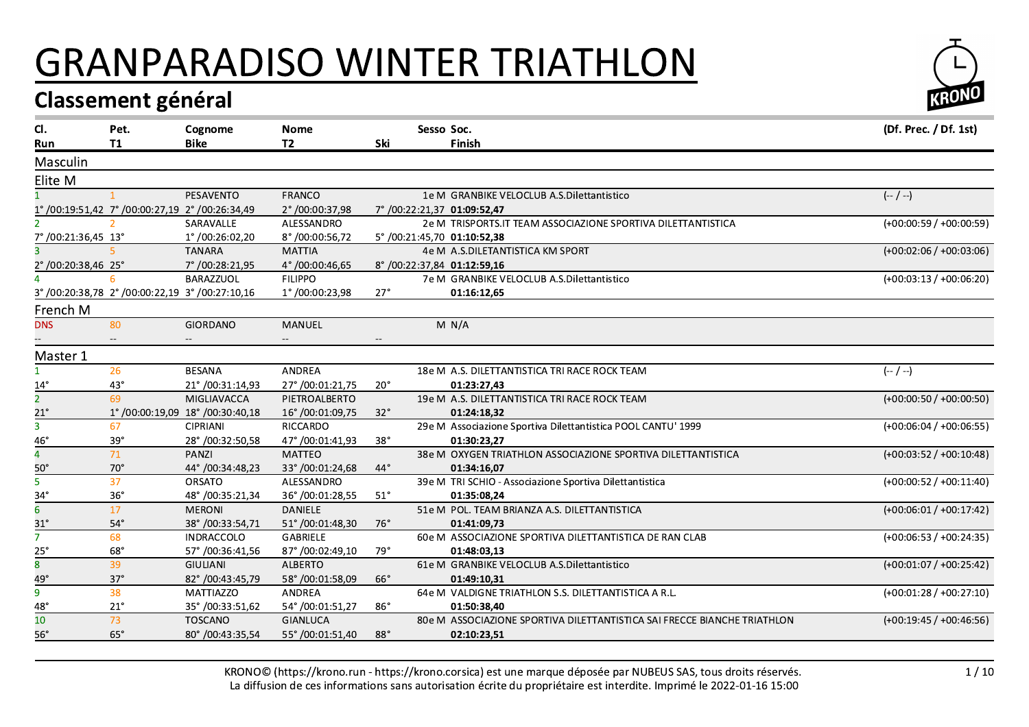# GRANPARADISO WINTER TRIATHLON

## Classement général

| Cl. / Run | Pet. / T1 | Cognome / Bike | Nome / T2 | Ski | Sesso | Soc. / Finish | (Df. Prec. / Df. 1st) |
|---|---|---|---|---|---|---|---|
| **Masculin** | | | | | | | |
| **Elite M** | | | | | | | |
| 1 | 1 | PESAVENTO | FRANCO | | 1e M | GRANBIKE VELOCLUB A.S.Dilettantistico | (-- / --) |
| 1° /00:19:51,42 | 7° /00:00:27,19 | 2° /00:26:34,49 | 2° /00:00:37,98 | 7° /00:22:21,37 | | **01:09:52,47** | |
| 2 | 2 | SARAVALLE | ALESSANDRO | | 2e M | TRISPORTS.IT TEAM ASSOCIAZIONE SPORTIVA DILETTANTISTICA | (+00:00:59 / +00:00:59) |
| 7° /00:21:36,45 | 13° | 1° /00:26:02,20 | 8° /00:00:56,72 | 5° /00:21:45,70 | | **01:10:52,38** | |
| 3 | 5 | TANARA | MATTIA | | 4e M | A.S.DILETANTISTICA KM SPORT | (+00:02:06 / +00:03:06) |
| 2° /00:20:38,46 | 25° | 7° /00:28:21,95 | 4° /00:00:46,65 | 8° /00:22:37,84 | | **01:12:59,16** | |
| 4 | 6 | BARAZZUOL | FILIPPO | | 7e M | GRANBIKE VELOCLUB A.S.Dilettantistico | (+00:03:13 / +00:06:20) |
| 3° /00:20:38,78 | 2° /00:00:22,19 | 3° /00:27:10,16 | 1° /00:00:23,98 | 27° | | **01:16:12,65** | |
| **French M** | | | | | | | |
| DNS | 80 | GIORDANO | MANUEL | | M | N/A | |
| -- | -- | -- | -- | -- | | | |
| **Master 1** | | | | | | | |
| 1 | 26 | BESANA | ANDREA | | 18e M | A.S. DILETTANTISTICA TRI RACE ROCK TEAM | (-- / --) |
| 14° | 43° | 21° /00:31:14,93 | 27° /00:01:21,75 | 20° | | **01:23:27,43** | |
| 2 | 69 | MIGLIAVACCA | PIETROALBERTO | | 19e M | A.S. DILETTANTISTICA TRI RACE ROCK TEAM | (+00:00:50 / +00:00:50) |
| 21° | 1° /00:00:19,09 | 18° /00:30:40,18 | 16° /00:01:09,75 | 32° | | **01:24:18,32** | |
| 3 | 67 | CIPRIANI | RICCARDO | | 29e M | Associazione Sportiva Dilettantistica POOL CANTU' 1999 | (+00:06:04 / +00:06:55) |
| 46° | 39° | 28° /00:32:50,58 | 47° /00:01:41,93 | 38° | | **01:30:23,27** | |
| 4 | 71 | PANZI | MATTEO | | 38e M | OXYGEN TRIATHLON ASSOCIAZIONE SPORTIVA DILETTANTISTICA | (+00:03:52 / +00:10:48) |
| 50° | 70° | 44° /00:34:48,23 | 33° /00:01:24,68 | 44° | | **01:34:16,07** | |
| 5 | 37 | ORSATO | ALESSANDRO | | 39e M | TRI SCHIO - Associazione Sportiva Dilettantistica | (+00:00:52 / +00:11:40) |
| 34° | 36° | 48° /00:35:21,34 | 36° /00:01:28,55 | 51° | | **01:35:08,24** | |
| 6 | 17 | MERONI | DANIELE | | 51e M | POL. TEAM BRIANZA A.S. DILETTANTISTICA | (+00:06:01 / +00:17:42) |
| 31° | 54° | 38° /00:33:54,71 | 51° /00:01:48,30 | 76° | | **01:41:09,73** | |
| 7 | 68 | INDRACCOLO | GABRIELE | | 60e M | ASSOCIAZIONE SPORTIVA DILETTANTISTICA DE RAN CLAB | (+00:06:53 / +00:24:35) |
| 25° | 68° | 57° /00:36:41,56 | 87° /00:02:49,10 | 79° | | **01:48:03,13** | |
| 8 | 39 | GIULIANI | ALBERTO | | 61e M | GRANBIKE VELOCLUB A.S.Dilettantistico | (+00:01:07 / +00:25:42) |
| 49° | 37° | 82° /00:43:45,79 | 58° /00:01:58,09 | 66° | | **01:49:10,31** | |
| 9 | 38 | MATTIAZZO | ANDREA | | 64e M | VALDIGNE TRIATHLON S.S. DILETTANTISTICA A R.L. | (+00:01:28 / +00:27:10) |
| 48° | 21° | 35° /00:33:51,62 | 54° /00:01:51,27 | 86° | | **01:50:38,40** | |
| 10 | 73 | TOSCANO | GIANLUCA | | 80e M | ASSOCIAZIONE SPORTIVA DILETTANTISTICA SAI FRECCE BIANCHE TRIATHLON | (+00:19:45 / +00:46:56) |
| 56° | 65° | 80° /00:43:35,54 | 55° /00:01:51,40 | 88° | | **02:10:23,51** | |

KRONO© (https://krono.run - https://krono.corsica) est une marque déposée par NUBEUS SAS, tous droits réservés.
La diffusion de ces informations sans autorisation écrite du propriétaire est interdite. Imprimé le 2022-01-16 15:00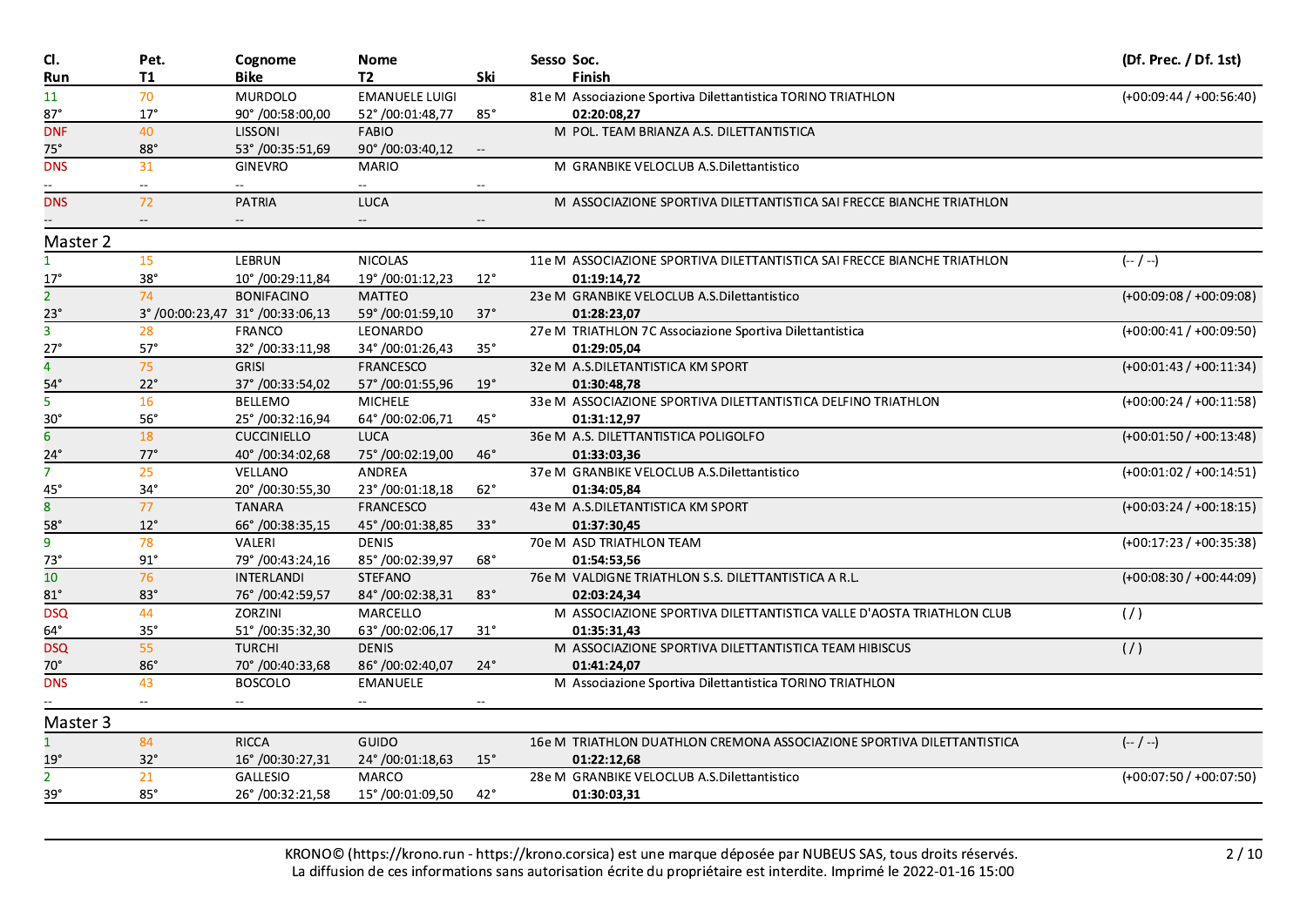| Cl. / Run | Pet. / T1 | Cognome / Bike | Nome / T2 | Ski | Sesso | Soc. / Finish | (Df. Prec. / Df. 1st) |
|---|---|---|---|---|---|---|---|
| 11 / 87° | 70 / 17° | MURDOLO / 90° /00:58:00,00 | EMANUELE LUIGI / 52° /00:01:48,77 | 85° | 81e M | Associazione Sportiva Dilettantistica TORINO TRIATHLON / **02:20:08,27** | (+00:09:44 / +00:56:40) |
| DNF / 75° | 40 / 88° | LISSONI / 53° /00:35:51,69 | FABIO / 90° /00:03:40,12 | -- | M | POL. TEAM BRIANZA A.S. DILETTANTISTICA | |
| DNS / -- | 31 / -- | GINEVRO / -- | MARIO / -- | -- | M | GRANBIKE VELOCLUB A.S.Dilettantistico | |
| DNS / -- | 72 / -- | PATRIA / -- | LUCA / -- | -- | M | ASSOCIAZIONE SPORTIVA DILETTANTISTICA SAI FRECCE BIANCHE TRIATHLON | |

## Master 2

| Cl. / Run | Pet. / T1 | Cognome / Bike | Nome / T2 | Ski | Sesso | Soc. / Finish | (Df. Prec. / Df. 1st) |
|---|---|---|---|---|---|---|---|
| 1 / 17° | 15 / 38° | LEBRUN / 10° /00:29:11,84 | NICOLAS / 19° /00:01:12,23 | 12° | 11e M | ASSOCIAZIONE SPORTIVA DILETTANTISTICA SAI FRECCE BIANCHE TRIATHLON / **01:19:14,72** | (-- / --) |
| 2 / 23° | 74 / 3° /00:00:23,47 | BONIFACINO / 31° /00:33:06,13 | MATTEO / 59° /00:01:59,10 | 37° | 23e M | GRANBIKE VELOCLUB A.S.Dilettantistico / **01:28:23,07** | (+00:09:08 / +00:09:08) |
| 3 / 27° | 28 / 57° | FRANCO / 32° /00:33:11,98 | LEONARDO / 34° /00:01:26,43 | 35° | 27e M | TRIATHLON 7C Associazione Sportiva Dilettantistica / **01:29:05,04** | (+00:00:41 / +00:09:50) |
| 4 / 54° | 75 / 22° | GRISI / 37° /00:33:54,02 | FRANCESCO / 57° /00:01:55,96 | 19° | 32e M | A.S.DILETANTISTICA KM SPORT / **01:30:48,78** | (+00:01:43 / +00:11:34) |
| 5 / 30° | 16 / 56° | BELLEMO / 25° /00:32:16,94 | MICHELE / 64° /00:02:06,71 | 45° | 33e M | ASSOCIAZIONE SPORTIVA DILETTANTISTICA DELFINO TRIATHLON / **01:31:12,97** | (+00:00:24 / +00:11:58) |
| 6 / 24° | 18 / 77° | CUCCINIELLO / 40° /00:34:02,68 | LUCA / 75° /00:02:19,00 | 46° | 36e M | A.S. DILETTANTISTICA POLIGOLFO / **01:33:03,36** | (+00:01:50 / +00:13:48) |
| 7 / 45° | 25 / 34° | VELLANO / 20° /00:30:55,30 | ANDREA / 23° /00:01:18,18 | 62° | 37e M | GRANBIKE VELOCLUB A.S.Dilettantistico / **01:34:05,84** | (+00:01:02 / +00:14:51) |
| 8 / 58° | 77 / 12° | TANARA / 66° /00:38:35,15 | FRANCESCO / 45° /00:01:38,85 | 33° | 43e M | A.S.DILETANTISTICA KM SPORT / **01:37:30,45** | (+00:03:24 / +00:18:15) |
| 9 / 73° | 78 / 91° | VALERI / 79° /00:43:24,16 | DENIS / 85° /00:02:39,97 | 68° | 70e M | ASD TRIATHLON TEAM / **01:54:53,56** | (+00:17:23 / +00:35:38) |
| 10 / 81° | 76 / 83° | INTERLANDI / 76° /00:42:59,57 | STEFANO / 84° /00:02:38,31 | 83° | 76e M | VALDIGNE TRIATHLON S.S. DILETTANTISTICA A R.L. / **02:03:24,34** | (+00:08:30 / +00:44:09) |
| DSQ / 64° | 44 / 35° | ZORZINI / 51° /00:35:32,30 | MARCELLO / 63° /00:02:06,17 | 31° | M | ASSOCIAZIONE SPORTIVA DILETTANTISTICA VALLE D'AOSTA TRIATHLON CLUB / **01:35:31,43** | ( / ) |
| DSQ / 70° | 55 / 86° | TURCHI / 70° /00:40:33,68 | DENIS / 86° /00:02:40,07 | 24° | M | ASSOCIAZIONE SPORTIVA DILETTANTISTICA TEAM HIBISCUS / **01:41:24,07** | ( / ) |
| DNS / -- | 43 / -- | BOSCOLO / -- | EMANUELE / -- | -- | M | Associazione Sportiva Dilettantistica TORINO TRIATHLON | |

## Master 3

| Cl. / Run | Pet. / T1 | Cognome / Bike | Nome / T2 | Ski | Sesso | Soc. / Finish | (Df. Prec. / Df. 1st) |
|---|---|---|---|---|---|---|---|
| 1 / 19° | 84 / 32° | RICCA / 16° /00:30:27,31 | GUIDO / 24° /00:01:18,63 | 15° | 16e M | TRIATHLON DUATHLON CREMONA ASSOCIAZIONE SPORTIVA DILETTANTISTICA / **01:22:12,68** | (-- / --) |
| 2 / 39° | 21 / 85° | GALLESIO / 26° /00:32:21,58 | MARCO / 15° /00:01:09,50 | 42° | 28e M | GRANBIKE VELOCLUB A.S.Dilettantistico / **01:30:03,31** | (+00:07:50 / +00:07:50) |

KRONO© (https://krono.run - https://krono.corsica) est une marque déposée par NUBEUS SAS, tous droits réservés.
La diffusion de ces informations sans autorisation écrite du propriétaire est interdite. Imprimé le 2022-01-16 15:00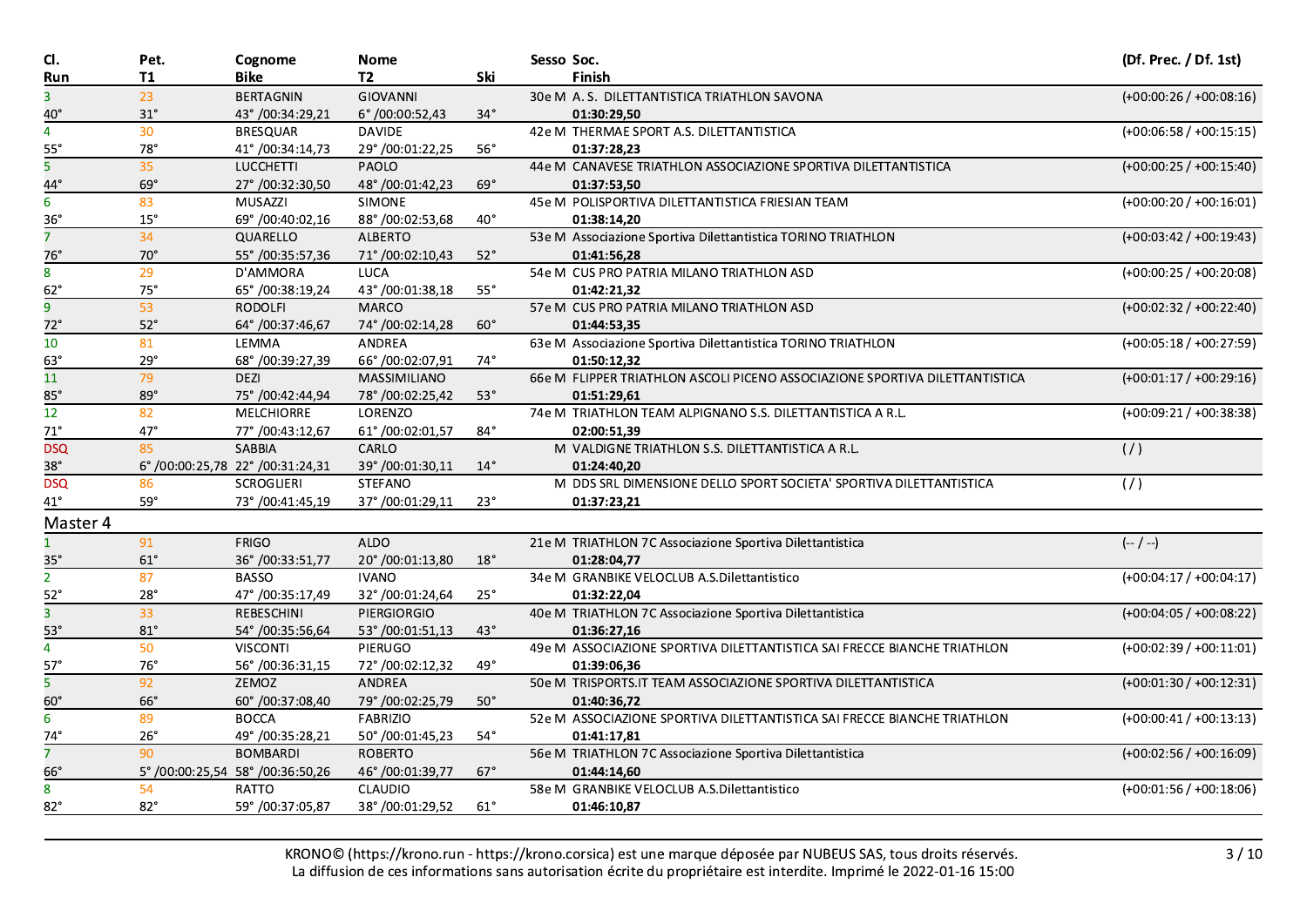| Cl. / Run | Pet. / T1 | Cognome / Bike | Nome / T2 | Ski | Sesso | Soc. / Finish | (Df. Prec. / Df. 1st) |
|---|---|---|---|---|---|---|---|
| 3 | 23 | BERTAGNIN | GIOVANNI | | 30e M | A. S. DILETTANTISTICA TRIATHLON SAVONA | (+00:00:26 / +00:08:16) |
| 40° | 31° | 43° /00:34:29,21 | 6° /00:00:52,43 | 34° | | **01:30:29,50** | |
| 4 | 30 | BRESQUAR | DAVIDE | | 42e M | THERMAE SPORT A.S. DILETTANTISTICA | (+00:06:58 / +00:15:15) |
| 55° | 78° | 41° /00:34:14,73 | 29° /00:01:22,25 | 56° | | **01:37:28,23** | |
| 5 | 35 | LUCCHETTI | PAOLO | | 44e M | CANAVESE TRIATHLON ASSOCIAZIONE SPORTIVA DILETTANTISTICA | (+00:00:25 / +00:15:40) |
| 44° | 69° | 27° /00:32:30,50 | 48° /00:01:42,23 | 69° | | **01:37:53,50** | |
| 6 | 83 | MUSAZZI | SIMONE | | 45e M | POLISPORTIVA DILETTANTISTICA FRIESIAN TEAM | (+00:00:20 / +00:16:01) |
| 36° | 15° | 69° /00:40:02,16 | 88° /00:02:53,68 | 40° | | **01:38:14,20** | |
| 7 | 34 | QUARELLO | ALBERTO | | 53e M | Associazione Sportiva Dilettantistica TORINO TRIATHLON | (+00:03:42 / +00:19:43) |
| 76° | 70° | 55° /00:35:57,36 | 71° /00:02:10,43 | 52° | | **01:41:56,28** | |
| 8 | 29 | D'AMMORA | LUCA | | 54e M | CUS PRO PATRIA MILANO TRIATHLON ASD | (+00:00:25 / +00:20:08) |
| 62° | 75° | 65° /00:38:19,24 | 43° /00:01:38,18 | 55° | | **01:42:21,32** | |
| 9 | 53 | RODOLFI | MARCO | | 57e M | CUS PRO PATRIA MILANO TRIATHLON ASD | (+00:02:32 / +00:22:40) |
| 72° | 52° | 64° /00:37:46,67 | 74° /00:02:14,28 | 60° | | **01:44:53,35** | |
| 10 | 81 | LEMMA | ANDREA | | 63e M | Associazione Sportiva Dilettantistica TORINO TRIATHLON | (+00:05:18 / +00:27:59) |
| 63° | 29° | 68° /00:39:27,39 | 66° /00:02:07,91 | 74° | | **01:50:12,32** | |
| 11 | 79 | DEZI | MASSIMILIANO | | 66e M | FLIPPER TRIATHLON ASCOLI PICENO ASSOCIAZIONE SPORTIVA DILETTANTISTICA | (+00:01:17 / +00:29:16) |
| 85° | 89° | 75° /00:42:44,94 | 78° /00:02:25,42 | 53° | | **01:51:29,61** | |
| 12 | 82 | MELCHIORRE | LORENZO | | 74e M | TRIATHLON TEAM ALPIGNANO S.S. DILETTANTISTICA A R.L. | (+00:09:21 / +00:38:38) |
| 71° | 47° | 77° /00:43:12,67 | 61° /00:02:01,57 | 84° | | **02:00:51,39** | |
| DSQ | 85 | SABBIA | CARLO | | M | VALDIGNE TRIATHLON S.S. DILETTANTISTICA A R.L. | ( / ) |
| 38° | 6° /00:00:25,78 | 22° /00:31:24,31 | 39° /00:01:30,11 | 14° | | **01:24:40,20** | |
| DSQ | 86 | SCROGLIERI | STEFANO | | M | DDS SRL DIMENSIONE DELLO SPORT SOCIETA' SPORTIVA DILETTANTISTICA | ( / ) |
| 41° | 59° | 73° /00:41:45,19 | 37° /00:01:29,11 | 23° | | **01:37:23,21** | |

## Master 4

| Cl. / Run | Pet. / T1 | Cognome / Bike | Nome / T2 | Ski | Sesso | Soc. / Finish | (Df. Prec. / Df. 1st) |
|---|---|---|---|---|---|---|---|
| 1 | 91 | FRIGO | ALDO | | 21e M | TRIATHLON 7C Associazione Sportiva Dilettantistica | (-- / --) |
| 35° | 61° | 36° /00:33:51,77 | 20° /00:01:13,80 | 18° | | **01:28:04,77** | |
| 2 | 87 | BASSO | IVANO | | 34e M | GRANBIKE VELOCLUB A.S.Dilettantistico | (+00:04:17 / +00:04:17) |
| 52° | 28° | 47° /00:35:17,49 | 32° /00:01:24,64 | 25° | | **01:32:22,04** | |
| 3 | 33 | REBESCHINI | PIERGIORGIO | | 40e M | TRIATHLON 7C Associazione Sportiva Dilettantistica | (+00:04:05 / +00:08:22) |
| 53° | 81° | 54° /00:35:56,64 | 53° /00:01:51,13 | 43° | | **01:36:27,16** | |
| 4 | 50 | VISCONTI | PIERUGO | | 49e M | ASSOCIAZIONE SPORTIVA DILETTANTISTICA SAI FRECCE BIANCHE TRIATHLON | (+00:02:39 / +00:11:01) |
| 57° | 76° | 56° /00:36:31,15 | 72° /00:02:12,32 | 49° | | **01:39:06,36** | |
| 5 | 92 | ZEMOZ | ANDREA | | 50e M | TRISPORTS.IT TEAM ASSOCIAZIONE SPORTIVA DILETTANTISTICA | (+00:01:30 / +00:12:31) |
| 60° | 66° | 60° /00:37:08,40 | 79° /00:02:25,79 | 50° | | **01:40:36,72** | |
| 6 | 89 | BOCCA | FABRIZIO | | 52e M | ASSOCIAZIONE SPORTIVA DILETTANTISTICA SAI FRECCE BIANCHE TRIATHLON | (+00:00:41 / +00:13:13) |
| 74° | 26° | 49° /00:35:28,21 | 50° /00:01:45,23 | 54° | | **01:41:17,81** | |
| 7 | 90 | BOMBARDI | ROBERTO | | 56e M | TRIATHLON 7C Associazione Sportiva Dilettantistica | (+00:02:56 / +00:16:09) |
| 66° | 5° /00:00:25,54 | 58° /00:36:50,26 | 46° /00:01:39,77 | 67° | | **01:44:14,60** | |
| 8 | 54 | RATTO | CLAUDIO | | 58e M | GRANBIKE VELOCLUB A.S.Dilettantistico | (+00:01:56 / +00:18:06) |
| 82° | 82° | 59° /00:37:05,87 | 38° /00:01:29,52 | 61° | | **01:46:10,87** | |

KRONO© (https://krono.run - https://krono.corsica) est une marque déposée par NUBEUS SAS, tous droits réservés.
La diffusion de ces informations sans autorisation écrite du propriétaire est interdite. Imprimé le 2022-01-16 15:00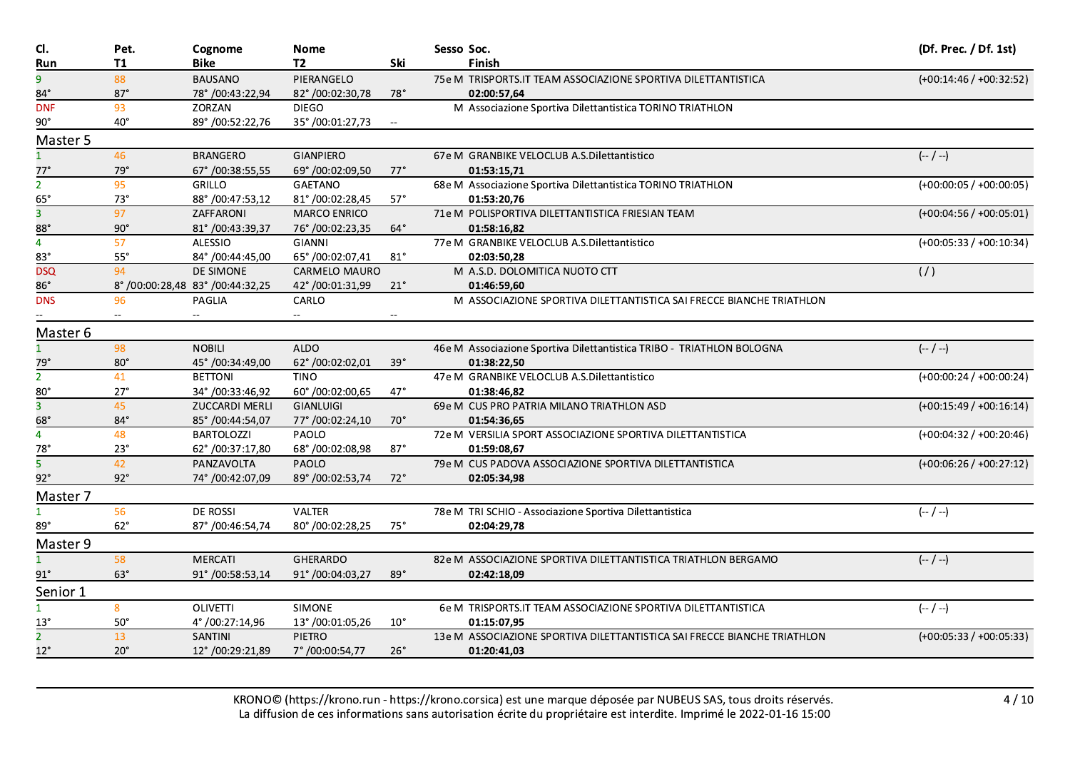| Cl. / Run | Pet. / T1 | Cognome / Bike | Nome / T2 | Ski | Sesso | Soc. / Finish | (Df. Prec. / Df. 1st) |
|---|---|---|---|---|---|---|---|
| 9 / 84° | 88 / 87° | BAUSANO / 78° /00:43:22,94 | PIERANGELO / 82° /00:02:30,78 | 78° | 75e M | TRISPORTS.IT TEAM ASSOCIAZIONE SPORTIVA DILETTANTISTICA / **02:00:57,64** | (+00:14:46 / +00:32:52) |
| DNF / 90° | 93 / 40° | ZORZAN / 89° /00:52:22,76 | DIEGO / 35° /00:01:27,73 | -- | M | Associazione Sportiva Dilettantistica TORINO TRIATHLON | |
| **Master 5** | | | | | | | |
| 1 / 77° | 46 / 79° | BRANGERO / 67° /00:38:55,55 | GIANPIERO / 69° /00:02:09,50 | 77° | 67e M | GRANBIKE VELOCLUB A.S.Dilettantistico / **01:53:15,71** | (-- / --) |
| 2 / 65° | 95 / 73° | GRILLO / 88° /00:47:53,12 | GAETANO / 81° /00:02:28,45 | 57° | 68e M | Associazione Sportiva Dilettantistica TORINO TRIATHLON / **01:53:20,76** | (+00:00:05 / +00:00:05) |
| 3 / 88° | 97 / 90° | ZAFFARONI / 81° /00:43:39,37 | MARCO ENRICO / 76° /00:02:23,35 | 64° | 71e M | POLISPORTIVA DILETTANTISTICA FRIESIAN TEAM / **01:58:16,82** | (+00:04:56 / +00:05:01) |
| 4 / 83° | 57 / 55° | ALESSIO / 84° /00:44:45,00 | GIANNI / 65° /00:02:07,41 | 81° | 77e M | GRANBIKE VELOCLUB A.S.Dilettantistico / **02:03:50,28** | (+00:05:33 / +00:10:34) |
| DSQ / 86° | 94 / 8° /00:00:28,48 | DE SIMONE / 83° /00:44:32,25 | CARMELO MAURO / 42° /00:01:31,99 | 21° | M | A.S.D. DOLOMITICA NUOTO CTT / **01:46:59,60** | ( / ) |
| DNS / -- | 96 / -- | PAGLIA / -- | CARLO / -- | -- | M | ASSOCIAZIONE SPORTIVA DILETTANTISTICA SAI FRECCE BIANCHE TRIATHLON | |
| **Master 6** | | | | | | | |
| 1 / 79° | 98 / 80° | NOBILI / 45° /00:34:49,00 | ALDO / 62° /00:02:02,01 | 39° | 46e M | Associazione Sportiva Dilettantistica TRIBO - TRIATHLON BOLOGNA / **01:38:22,50** | (-- / --) |
| 2 / 80° | 41 / 27° | BETTONI / 34° /00:33:46,92 | TINO / 60° /00:02:00,65 | 47° | 47e M | GRANBIKE VELOCLUB A.S.Dilettantistico / **01:38:46,82** | (+00:00:24 / +00:00:24) |
| 3 / 68° | 45 / 84° | ZUCCARDI MERLI / 85° /00:44:54,07 | GIANLUIGI / 77° /00:02:24,10 | 70° | 69e M | CUS PRO PATRIA MILANO TRIATHLON ASD / **01:54:36,65** | (+00:15:49 / +00:16:14) |
| 4 / 78° | 48 / 23° | BARTOLOZZI / 62° /00:37:17,80 | PAOLO / 68° /00:02:08,98 | 87° | 72e M | VERSILIA SPORT ASSOCIAZIONE SPORTIVA DILETTANTISTICA / **01:59:08,67** | (+00:04:32 / +00:20:46) |
| 5 / 92° | 42 / 92° | PANZAVOLTA / 74° /00:42:07,09 | PAOLO / 89° /00:02:53,74 | 72° | 79e M | CUS PADOVA ASSOCIAZIONE SPORTIVA DILETTANTISTICA / **02:05:34,98** | (+00:06:26 / +00:27:12) |
| **Master 7** | | | | | | | |
| 1 / 89° | 56 / 62° | DE ROSSI / 87° /00:46:54,74 | VALTER / 80° /00:02:28,25 | 75° | 78e M | TRI SCHIO - Associazione Sportiva Dilettantistica / **02:04:29,78** | (-- / --) |
| **Master 9** | | | | | | | |
| 1 / 91° | 58 / 63° | MERCATI / 91° /00:58:53,14 | GHERARDO / 91° /00:04:03,27 | 89° | 82e M | ASSOCIAZIONE SPORTIVA DILETTANTISTICA TRIATHLON BERGAMO / **02:42:18,09** | (-- / --) |
| **Senior 1** | | | | | | | |
| 1 / 13° | 8 / 50° | OLIVETTI / 4° /00:27:14,96 | SIMONE / 13° /00:01:05,26 | 10° | 6e M | TRISPORTS.IT TEAM ASSOCIAZIONE SPORTIVA DILETTANTISTICA / **01:15:07,95** | (-- / --) |
| 2 / 12° | 13 / 20° | SANTINI / 12° /00:29:21,89 | PIETRO / 7° /00:00:54,77 | 26° | 13e M | ASSOCIAZIONE SPORTIVA DILETTANTISTICA SAI FRECCE BIANCHE TRIATHLON / **01:20:41,03** | (+00:05:33 / +00:05:33) |

KRONO© (https://krono.run - https://krono.corsica) est une marque déposée par NUBEUS SAS, tous droits réservés.
La diffusion de ces informations sans autorisation écrite du propriétaire est interdite. Imprimé le 2022-01-16 15:00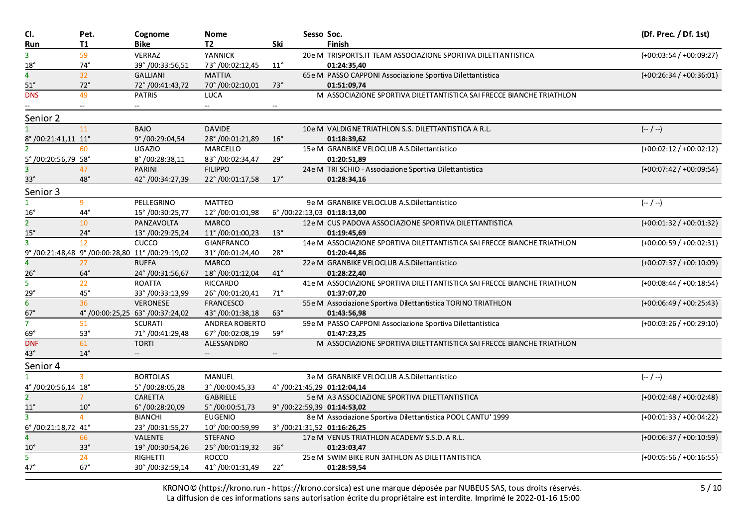| Cl. | Pet. | Cognome | Nome | | Sesso | Soc. | (Df. Prec. / Df. 1st) |
|---|---|---|---|---|---|---|---|
| Run | T1 | Bike | T2 | Ski | | Finish | |
| 3 | 59 | VERRAZ | YANNICK | | 20e M | TRISPORTS.IT TEAM ASSOCIAZIONE SPORTIVA DILETTANTISTICA | (+00:03:54 / +00:09:27) |
| 18° | 74° | 39° /00:33:56,51 | 73° /00:02:12,45 | 11° | | **01:24:35,40** | |
| 4 | 32 | GALLIANI | MATTIA | | 65e M | PASSO CAPPONI Associazione Sportiva Dilettantistica | (+00:26:34 / +00:36:01) |
| 51° | 72° | 72° /00:41:43,72 | 70° /00:02:10,01 | 73° | | **01:51:09,74** | |
| DNS | 49 | PATRIS | LUCA | | M | ASSOCIAZIONE SPORTIVA DILETTANTISTICA SAI FRECCE BIANCHE TRIATHLON | |
| -- | -- | -- | -- | -- | | | |

## Senior 2

| Cl. | Pet. | Cognome | Nome | | Sesso | Soc. | (Df. Prec. / Df. 1st) |
|---|---|---|---|---|---|---|---|
| Run | T1 | Bike | T2 | Ski | | Finish | |
| 1 | 11 | BAJO | DAVIDE | | 10e M | VALDIGNE TRIATHLON S.S. DILETTANTISTICA A R.L. | (-- / --) |
| 8° /00:21:41,11 | 11° | 9° /00:29:04,54 | 28° /00:01:21,89 | 16° | | **01:18:39,62** | |
| 2 | 60 | UGAZIO | MARCELLO | | 15e M | GRANBIKE VELOCLUB A.S.Dilettantistico | (+00:02:12 / +00:02:12) |
| 5° /00:20:56,79 | 58° | 8° /00:28:38,11 | 83° /00:02:34,47 | 29° | | **01:20:51,89** | |
| 3 | 47 | PARINI | FILIPPO | | 24e M | TRI SCHIO - Associazione Sportiva Dilettantistica | (+00:07:42 / +00:09:54) |
| 33° | 48° | 42° /00:34:27,39 | 22° /00:01:17,58 | 17° | | **01:28:34,16** | |

## Senior 3

| Cl. | Pet. | Cognome | Nome | | Sesso | Soc. | (Df. Prec. / Df. 1st) |
|---|---|---|---|---|---|---|---|
| Run | T1 | Bike | T2 | Ski | | Finish | |
| 1 | 9 | PELLEGRINO | MATTEO | | 9e M | GRANBIKE VELOCLUB A.S.Dilettantistico | (-- / --) |
| 16° | 44° | 15° /00:30:25,77 | 12° /00:01:01,98 | 6° /00:22:13,03 | | **01:18:13,00** | |
| 2 | 10 | PANZAVOLTA | MARCO | | 12e M | CUS PADOVA ASSOCIAZIONE SPORTIVA DILETTANTISTICA | (+00:01:32 / +00:01:32) |
| 15° | 24° | 13° /00:29:25,24 | 11° /00:01:00,23 | 13° | | **01:19:45,69** | |
| 3 | 12 | CUCCO | GIANFRANCO | | 14e M | ASSOCIAZIONE SPORTIVA DILETTANTISTICA SAI FRECCE BIANCHE TRIATHLON | (+00:00:59 / +00:02:31) |
| 9° /00:21:48,48 | 9° /00:00:28,80 | 11° /00:29:19,02 | 31° /00:01:24,40 | 28° | | **01:20:44,86** | |
| 4 | 27 | RUFFA | MARCO | | 22e M | GRANBIKE VELOCLUB A.S.Dilettantistico | (+00:07:37 / +00:10:09) |
| 26° | 64° | 24° /00:31:56,67 | 18° /00:01:12,04 | 41° | | **01:28:22,40** | |
| 5 | 22 | ROATTA | RICCARDO | | 41e M | ASSOCIAZIONE SPORTIVA DILETTANTISTICA SAI FRECCE BIANCHE TRIATHLON | (+00:08:44 / +00:18:54) |
| 29° | 45° | 33° /00:33:13,99 | 26° /00:01:20,41 | 71° | | **01:37:07,20** | |
| 6 | 36 | VERONESE | FRANCESCO | | 55e M | Associazione Sportiva Dilettantistica TORINO TRIATHLON | (+00:06:49 / +00:25:43) |
| 67° | 4° /00:00:25,25 | 63° /00:37:24,02 | 43° /00:01:38,18 | 63° | | **01:43:56,98** | |
| 7 | 51 | SCURATI | ANDREA ROBERTO | | 59e M | PASSO CAPPONI Associazione Sportiva Dilettantistica | (+00:03:26 / +00:29:10) |
| 69° | 53° | 71° /00:41:29,48 | 67° /00:02:08,19 | 59° | | **01:47:23,25** | |
| DNF | 61 | TORTI | ALESSANDRO | | M | ASSOCIAZIONE SPORTIVA DILETTANTISTICA SAI FRECCE BIANCHE TRIATHLON | |
| 43° | 14° | -- | -- | -- | | | |

## Senior 4

| Cl. | Pet. | Cognome | Nome | | Sesso | Soc. | (Df. Prec. / Df. 1st) |
|---|---|---|---|---|---|---|---|
| Run | T1 | Bike | T2 | Ski | | Finish | |
| 1 | 3 | BORTOLAS | MANUEL | | 3e M | GRANBIKE VELOCLUB A.S.Dilettantistico | (-- / --) |
| 4° /00:20:56,14 | 18° | 5° /00:28:05,28 | 3° /00:00:45,33 | 4° /00:21:45,29 | | **01:12:04,14** | |
| 2 | 7 | CARETTA | GABRIELE | | 5e M | A3 ASSOCIAZIONE SPORTIVA DILETTANTISTICA | (+00:02:48 / +00:02:48) |
| 11° | 10° | 6° /00:28:20,09 | 5° /00:00:51,73 | 9° /00:22:59,39 | | **01:14:53,02** | |
| 3 | 4 | BIANCHI | EUGENIO | | 8e M | Associazione Sportiva Dilettantistica POOL CANTU' 1999 | (+00:01:33 / +00:04:22) |
| 6° /00:21:18,72 | 41° | 23° /00:31:55,27 | 10° /00:00:59,99 | 3° /00:21:31,52 | | **01:16:26,25** | |
| 4 | 66 | VALENTE | STEFANO | | 17e M | VENUS TRIATHLON ACADEMY S.S.D. A R.L. | (+00:06:37 / +00:10:59) |
| 10° | 33° | 19° /00:30:54,26 | 25° /00:01:19,32 | 36° | | **01:23:03,47** | |
| 5 | 24 | RIGHETTI | ROCCO | | 25e M | SWIM BIKE RUN 3ATHLON AS DILETTANTISTICA | (+00:05:56 / +00:16:55) |
| 47° | 67° | 30° /00:32:59,14 | 41° /00:01:31,49 | 22° | | **01:28:59,54** | |

KRONO© (https://krono.run - https://krono.corsica) est une marque déposée par NUBEUS SAS, tous droits réservés.
La diffusion de ces informations sans autorisation écrite du propriétaire est interdite. Imprimé le 2022-01-16 15:00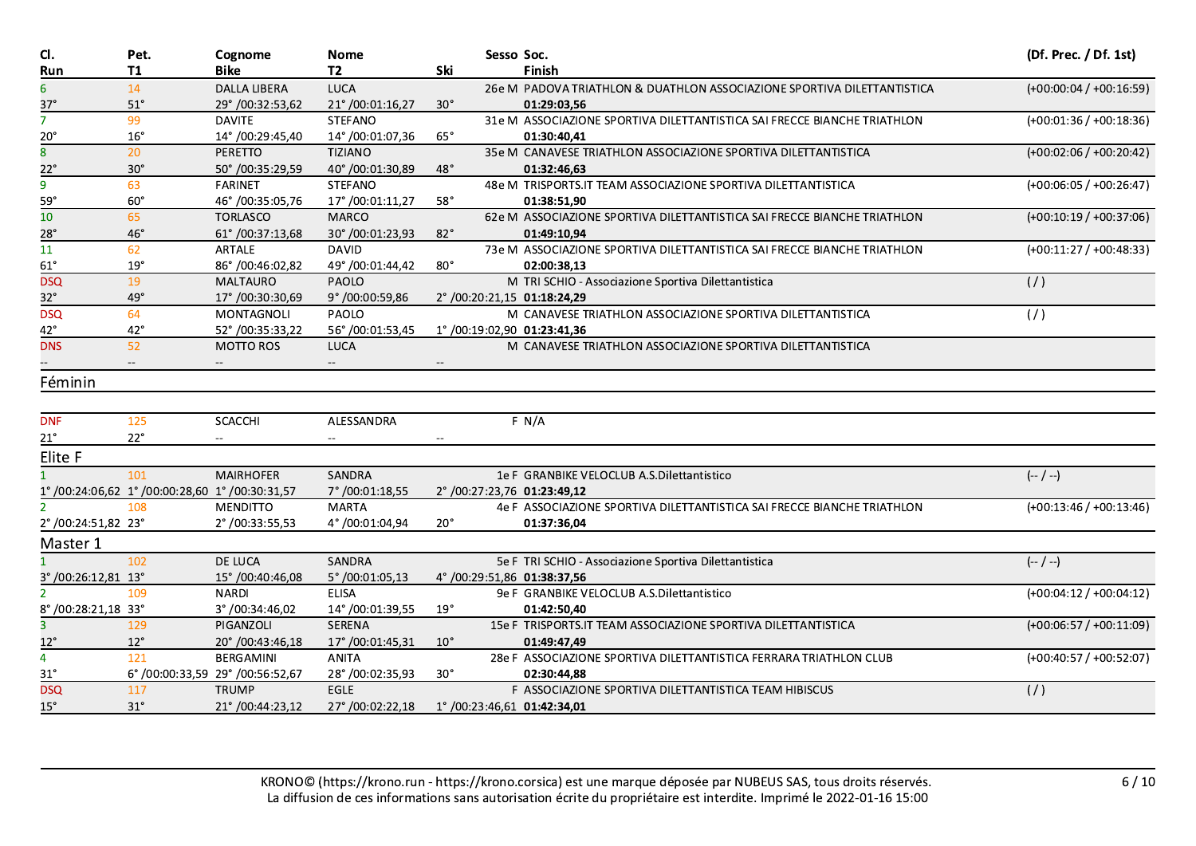| Cl. | Pet. | Cognome | Nome | | Sesso | Soc. | (Df. Prec. / Df. 1st) |
|---|---|---|---|---|---|---|---|
| Run | T1 | Bike | T2 | Ski | | Finish | |
| 6 | 14 | DALLA LIBERA | LUCA | | 26e M | PADOVA TRIATHLON & DUATHLON ASSOCIAZIONE SPORTIVA DILETTANTISTICA | (+00:00:04 / +00:16:59) |
| 37° | 51° | 29° /00:32:53,62 | 21° /00:01:16,27 | 30° | | **01:29:03,56** | |
| 7 | 99 | DAVITE | STEFANO | | 31e M | ASSOCIAZIONE SPORTIVA DILETTANTISTICA SAI FRECCE BIANCHE TRIATHLON | (+00:01:36 / +00:18:36) |
| 20° | 16° | 14° /00:29:45,40 | 14° /00:01:07,36 | 65° | | **01:30:40,41** | |
| 8 | 20 | PERETTO | TIZIANO | | 35e M | CANAVESE TRIATHLON ASSOCIAZIONE SPORTIVA DILETTANTISTICA | (+00:02:06 / +00:20:42) |
| 22° | 30° | 50° /00:35:29,59 | 40° /00:01:30,89 | 48° | | **01:32:46,63** | |
| 9 | 63 | FARINET | STEFANO | | 48e M | TRISPORTS.IT TEAM ASSOCIAZIONE SPORTIVA DILETTANTISTICA | (+00:06:05 / +00:26:47) |
| 59° | 60° | 46° /00:35:05,76 | 17° /00:01:11,27 | 58° | | **01:38:51,90** | |
| 10 | 65 | TORLASCO | MARCO | | 62e M | ASSOCIAZIONE SPORTIVA DILETTANTISTICA SAI FRECCE BIANCHE TRIATHLON | (+00:10:19 / +00:37:06) |
| 28° | 46° | 61° /00:37:13,68 | 30° /00:01:23,93 | 82° | | **01:49:10,94** | |
| 11 | 62 | ARTALE | DAVID | | 73e M | ASSOCIAZIONE SPORTIVA DILETTANTISTICA SAI FRECCE BIANCHE TRIATHLON | (+00:11:27 / +00:48:33) |
| 61° | 19° | 86° /00:46:02,82 | 49° /00:01:44,42 | 80° | | **02:00:38,13** | |
| DSQ | 19 | MALTAURO | PAOLO | | M | TRI SCHIO - Associazione Sportiva Dilettantistica | ( / ) |
| 32° | 49° | 17° /00:30:30,69 | 9° /00:00:59,86 | 2° /00:20:21,15 | | **01:18:24,29** | |
| DSQ | 64 | MONTAGNOLI | PAOLO | | M | CANAVESE TRIATHLON ASSOCIAZIONE SPORTIVA DILETTANTISTICA | ( / ) |
| 42° | 42° | 52° /00:35:33,22 | 56° /00:01:53,45 | 1° /00:19:02,90 | | **01:23:41,36** | |
| DNS | 52 | MOTTO ROS | LUCA | | M | CANAVESE TRIATHLON ASSOCIAZIONE SPORTIVA DILETTANTISTICA | |
| -- | -- | -- | -- | -- | | | |

## Féminin

| Cl. | Pet. | Cognome | Nome | | Sesso | Soc. | (Df. Prec. / Df. 1st) |
|---|---|---|---|---|---|---|---|
| DNF | 125 | SCACCHI | ALESSANDRA | | F | N/A | |
| 21° | 22° | -- | -- | -- | | | |

## Elite F

| Cl. | Pet. | Cognome | Nome | | Sesso | Soc. | (Df. Prec. / Df. 1st) |
|---|---|---|---|---|---|---|---|
| 1 | 101 | MAIRHOFER | SANDRA | | 1e F | GRANBIKE VELOCLUB A.S.Dilettantistico | (-- / --) |
| 1° /00:24:06,62 | 1° /00:00:28,60 | 1° /00:30:31,57 | 7° /00:01:18,55 | 2° /00:27:23,76 | | **01:23:49,12** | |
| 2 | 108 | MENDITTO | MARTA | | 4e F | ASSOCIAZIONE SPORTIVA DILETTANTISTICA SAI FRECCE BIANCHE TRIATHLON | (+00:13:46 / +00:13:46) |
| 2° /00:24:51,82 | 23° | 2° /00:33:55,53 | 4° /00:01:04,94 | 20° | | **01:37:36,04** | |

## Master 1

| Cl. | Pet. | Cognome | Nome | | Sesso | Soc. | (Df. Prec. / Df. 1st) |
|---|---|---|---|---|---|---|---|
| 1 | 102 | DE LUCA | SANDRA | | 5e F | TRI SCHIO - Associazione Sportiva Dilettantistica | (-- / --) |
| 3° /00:26:12,81 | 13° | 15° /00:40:46,08 | 5° /00:01:05,13 | 4° /00:29:51,86 | | **01:38:37,56** | |
| 2 | 109 | NARDI | ELISA | | 9e F | GRANBIKE VELOCLUB A.S.Dilettantistico | (+00:04:12 / +00:04:12) |
| 8° /00:28:21,18 | 33° | 3° /00:34:46,02 | 14° /00:01:39,55 | 19° | | **01:42:50,40** | |
| 3 | 129 | PIGANZOLI | SERENA | | 15e F | TRISPORTS.IT TEAM ASSOCIAZIONE SPORTIVA DILETTANTISTICA | (+00:06:57 / +00:11:09) |
| 12° | 12° | 20° /00:43:46,18 | 17° /00:01:45,31 | 10° | | **01:49:47,49** | |
| 4 | 121 | BERGAMINI | ANITA | | 28e F | ASSOCIAZIONE SPORTIVA DILETTANTISTICA FERRARA TRIATHLON CLUB | (+00:40:57 / +00:52:07) |
| 31° | 6° /00:00:33,59 | 29° /00:56:52,67 | 28° /00:02:35,93 | 30° | | **02:30:44,88** | |
| DSQ | 117 | TRUMP | EGLE | | F | ASSOCIAZIONE SPORTIVA DILETTANTISTICA TEAM HIBISCUS | ( / ) |
| 15° | 31° | 21° /00:44:23,12 | 27° /00:02:22,18 | 1° /00:23:46,61 | | **01:42:34,01** | |

KRONO© (https://krono.run - https://krono.corsica) est une marque déposée par NUBEUS SAS, tous droits réservés.
La diffusion de ces informations sans autorisation écrite du propriétaire est interdite. Imprimé le 2022-01-16 15:00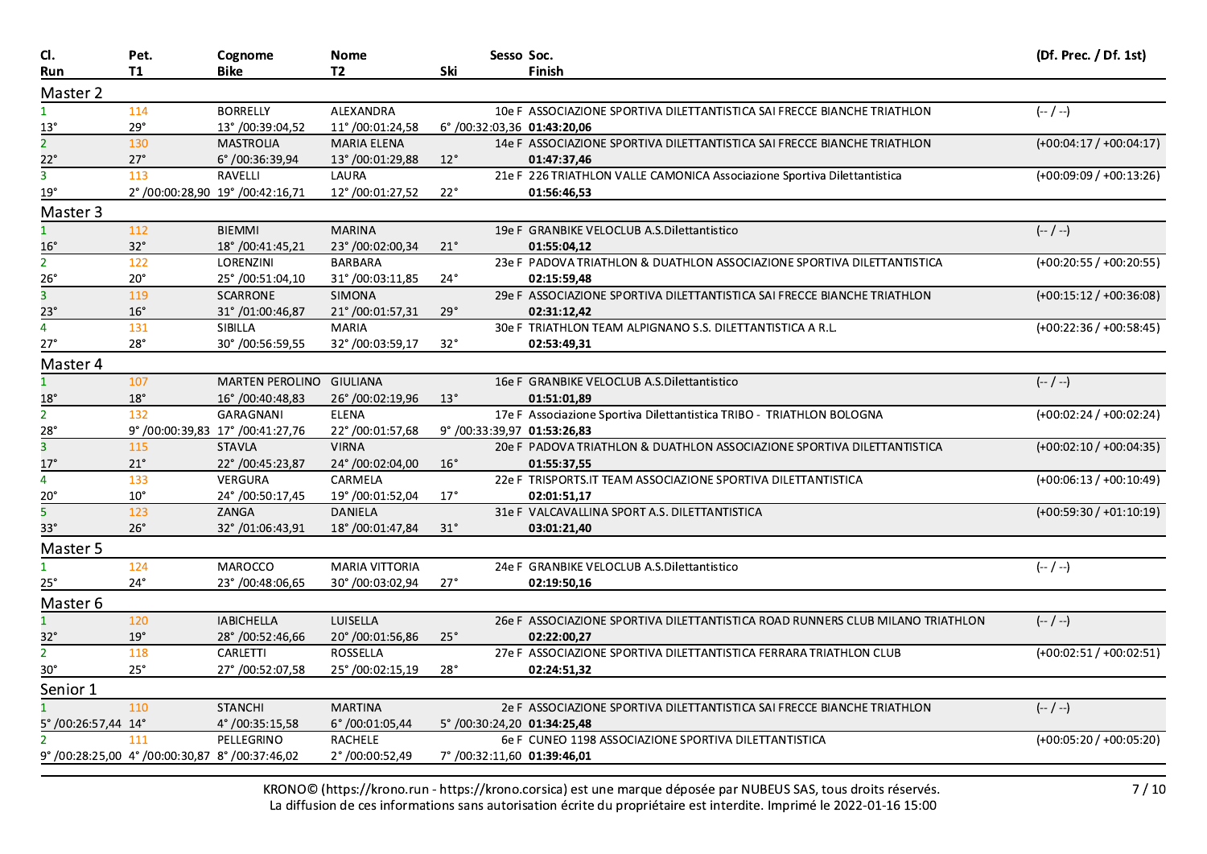| Cl. | Pet. | Cognome | Nome | | Sesso | Soc. | (Df. Prec. / Df. 1st) |
|---|---|---|---|---|---|---|---|
| **Run** | **T1** | **Bike** | **T2** | **Ski** | | **Finish** | |
| **Master 2** | | | | | | | |
| 1 | 114 | BORRELLY | ALEXANDRA | | 10e F | ASSOCIAZIONE SPORTIVA DILETTANTISTICA SAI FRECCE BIANCHE TRIATHLON | (-- / --) |
| 13° | 29° | 13° /00:39:04,52 | 11° /00:01:24,58 | 6° /00:32:03,36 | | **01:43:20,06** | |
| 2 | 130 | MASTROLIA | MARIA ELENA | | 14e F | ASSOCIAZIONE SPORTIVA DILETTANTISTICA SAI FRECCE BIANCHE TRIATHLON | (+00:04:17 / +00:04:17) |
| 22° | 27° | 6° /00:36:39,94 | 13° /00:01:29,88 | 12° | | **01:47:37,46** | |
| 3 | 113 | RAVELLI | LAURA | | 21e F | 226 TRIATHLON VALLE CAMONICA Associazione Sportiva Dilettantistica | (+00:09:09 / +00:13:26) |
| 19° | 2° /00:00:28,90 | 19° /00:42:16,71 | 12° /00:01:27,52 | 22° | | **01:56:46,53** | |
| **Master 3** | | | | | | | |
| 1 | 112 | BIEMMI | MARINA | | 19e F | GRANBIKE VELOCLUB A.S.Dilettantistico | (-- / --) |
| 16° | 32° | 18° /00:41:45,21 | 23° /00:02:00,34 | 21° | | **01:55:04,12** | |
| 2 | 122 | LORENZINI | BARBARA | | 23e F | PADOVA TRIATHLON & DUATHLON ASSOCIAZIONE SPORTIVA DILETTANTISTICA | (+00:20:55 / +00:20:55) |
| 26° | 20° | 25° /00:51:04,10 | 31° /00:03:11,85 | 24° | | **02:15:59,48** | |
| 3 | 119 | SCARRONE | SIMONA | | 29e F | ASSOCIAZIONE SPORTIVA DILETTANTISTICA SAI FRECCE BIANCHE TRIATHLON | (+00:15:12 / +00:36:08) |
| 23° | 16° | 31° /01:00:46,87 | 21° /00:01:57,31 | 29° | | **02:31:12,42** | |
| 4 | 131 | SIBILLA | MARIA | | 30e F | TRIATHLON TEAM ALPIGNANO S.S. DILETTANTISTICA A R.L. | (+00:22:36 / +00:58:45) |
| 27° | 28° | 30° /00:56:59,55 | 32° /00:03:59,17 | 32° | | **02:53:49,31** | |
| **Master 4** | | | | | | | |
| 1 | 107 | MARTEN PEROLINO | GIULIANA | | 16e F | GRANBIKE VELOCLUB A.S.Dilettantistico | (-- / --) |
| 18° | 18° | 16° /00:40:48,83 | 26° /00:02:19,96 | 13° | | **01:51:01,89** | |
| 2 | 132 | GARAGNANI | ELENA | | 17e F | Associazione Sportiva Dilettantistica TRIBO - TRIATHLON BOLOGNA | (+00:02:24 / +00:02:24) |
| 28° | 9° /00:00:39,83 | 17° /00:41:27,76 | 22° /00:01:57,68 | 9° /00:33:39,97 | | **01:53:26,83** | |
| 3 | 115 | STAVLA | VIRNA | | 20e F | PADOVA TRIATHLON & DUATHLON ASSOCIAZIONE SPORTIVA DILETTANTISTICA | (+00:02:10 / +00:04:35) |
| 17° | 21° | 22° /00:45:23,87 | 24° /00:02:04,00 | 16° | | **01:55:37,55** | |
| 4 | 133 | VERGURA | CARMELA | | 22e F | TRISPORTS.IT TEAM ASSOCIAZIONE SPORTIVA DILETTANTISTICA | (+00:06:13 / +00:10:49) |
| 20° | 10° | 24° /00:50:17,45 | 19° /00:01:52,04 | 17° | | **02:01:51,17** | |
| 5 | 123 | ZANGA | DANIELA | | 31e F | VALCAVALLINA SPORT A.S. DILETTANTISTICA | (+00:59:30 / +01:10:19) |
| 33° | 26° | 32° /01:06:43,91 | 18° /00:01:47,84 | 31° | | **03:01:21,40** | |
| **Master 5** | | | | | | | |
| 1 | 124 | MAROCCO | MARIA VITTORIA | | 24e F | GRANBIKE VELOCLUB A.S.Dilettantistico | (-- / --) |
| 25° | 24° | 23° /00:48:06,65 | 30° /00:03:02,94 | 27° | | **02:19:50,16** | |
| **Master 6** | | | | | | | |
| 1 | 120 | IABICHELLA | LUISELLA | | 26e F | ASSOCIAZIONE SPORTIVA DILETTANTISTICA ROAD RUNNERS CLUB MILANO TRIATHLON | (-- / --) |
| 32° | 19° | 28° /00:52:46,66 | 20° /00:01:56,86 | 25° | | **02:22:00,27** | |
| 2 | 118 | CARLETTI | ROSSELLA | | 27e F | ASSOCIAZIONE SPORTIVA DILETTANTISTICA FERRARA TRIATHLON CLUB | (+00:02:51 / +00:02:51) |
| 30° | 25° | 27° /00:52:07,58 | 25° /00:02:15,19 | 28° | | **02:24:51,32** | |
| **Senior 1** | | | | | | | |
| 1 | 110 | STANCHI | MARTINA | | 2e F | ASSOCIAZIONE SPORTIVA DILETTANTISTICA SAI FRECCE BIANCHE TRIATHLON | (-- / --) |
| 5° /00:26:57,44 | 14° | 4° /00:35:15,58 | 6° /00:01:05,44 | 5° /00:30:24,20 | | **01:34:25,48** | |
| 2 | 111 | PELLEGRINO | RACHELE | | 6e F | CUNEO 1198 ASSOCIAZIONE SPORTIVA DILETTANTISTICA | (+00:05:20 / +00:05:20) |
| 9° /00:28:25,00 | 4° /00:00:30,87 | 8° /00:37:46,02 | 2° /00:00:52,49 | 7° /00:32:11,60 | | **01:39:46,01** | |

KRONO© (https://krono.run - https://krono.corsica) est une marque déposée par NUBEUS SAS, tous droits réservés.
La diffusion de ces informations sans autorisation écrite du propriétaire est interdite. Imprimé le 2022-01-16 15:00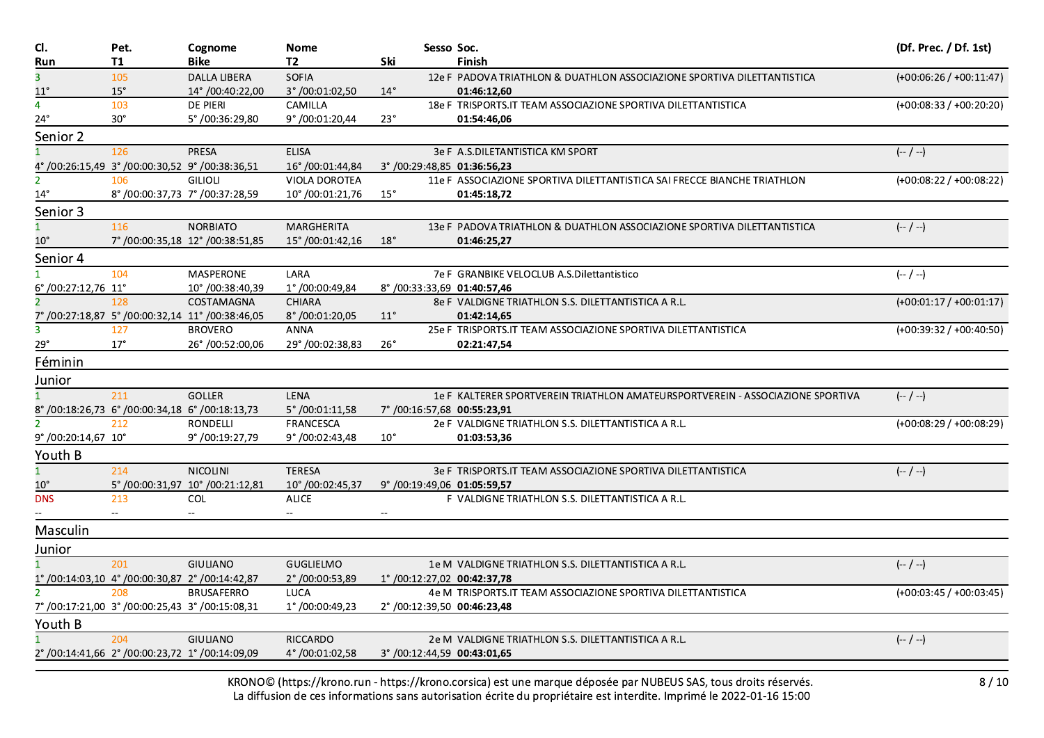| Cl. | Pet. | Cognome | Nome | | Sesso | Soc. | (Df. Prec. / Df. 1st) |
|---|---|---|---|---|---|---|---|
| Run | T1 | Bike | T2 | Ski | | Finish | |
| 3 | 105 | DALLA LIBERA | SOFIA | | 12e F | PADOVA TRIATHLON & DUATHLON ASSOCIAZIONE SPORTIVA DILETTANTISTICA | (+00:06:26 / +00:11:47) |
| 11° | 15° | 14° /00:40:22,00 | 3° /00:01:02,50 | 14° | | **01:46:12,60** | |
| 4 | 103 | DE PIERI | CAMILLA | | 18e F | TRISPORTS.IT TEAM ASSOCIAZIONE SPORTIVA DILETTANTISTICA | (+00:08:33 / +00:20:20) |
| 24° | 30° | 5° /00:36:29,80 | 9° /00:01:20,44 | 23° | | **01:54:46,06** | |

## Senior 2

| Cl. | Pet. | Cognome | Nome | | Sesso | Soc. | (Df. Prec. / Df. 1st) |
|---|---|---|---|---|---|---|---|
| 1 | 126 | PRESA | ELISA | | 3e F | A.S.DILETANTISTICA KM SPORT | (-- / --) |
| 4° /00:26:15,49 | 3° /00:00:30,52 | 9° /00:38:36,51 | 16° /00:01:44,84 | 3° /00:29:48,85 | | **01:36:56,23** | |
| 2 | 106 | GILIOLI | VIOLA DOROTEA | | 11e F | ASSOCIAZIONE SPORTIVA DILETTANTISTICA SAI FRECCE BIANCHE TRIATHLON | (+00:08:22 / +00:08:22) |
| 14° | 8° /00:00:37,73 | 7° /00:37:28,59 | 10° /00:01:21,76 | 15° | | **01:45:18,72** | |

## Senior 3

| Cl. | Pet. | Cognome | Nome | | Sesso | Soc. | (Df. Prec. / Df. 1st) |
|---|---|---|---|---|---|---|---|
| 1 | 116 | NORBIATO | MARGHERITA | | 13e F | PADOVA TRIATHLON & DUATHLON ASSOCIAZIONE SPORTIVA DILETTANTISTICA | (-- / --) |
| 10° | 7° /00:00:35,18 | 12° /00:38:51,85 | 15° /00:01:42,16 | 18° | | **01:46:25,27** | |

## Senior 4

| Cl. | Pet. | Cognome | Nome | | Sesso | Soc. | (Df. Prec. / Df. 1st) |
|---|---|---|---|---|---|---|---|
| 1 | 104 | MASPERONE | LARA | | 7e F | GRANBIKE VELOCLUB A.S.Dilettantistico | (-- / --) |
| 6° /00:27:12,76 | 11° | 10° /00:38:40,39 | 1° /00:00:49,84 | 8° /00:33:33,69 | | **01:40:57,46** | |
| 2 | 128 | COSTAMAGNA | CHIARA | | 8e F | VALDIGNE TRIATHLON S.S. DILETTANTISTICA A R.L. | (+00:01:17 / +00:01:17) |
| 7° /00:27:18,87 | 5° /00:00:32,14 | 11° /00:38:46,05 | 8° /00:01:20,05 | 11° | | **01:42:14,65** | |
| 3 | 127 | BROVERO | ANNA | | 25e F | TRISPORTS.IT TEAM ASSOCIAZIONE SPORTIVA DILETTANTISTICA | (+00:39:32 / +00:40:50) |
| 29° | 17° | 26° /00:52:00,06 | 29° /00:02:38,83 | 26° | | **02:21:47,54** | |

# Féminin

## Junior

| Cl. | Pet. | Cognome | Nome | | Sesso | Soc. | (Df. Prec. / Df. 1st) |
|---|---|---|---|---|---|---|---|
| 1 | 211 | GOLLER | LENA | | 1e F | KALTERER SPORTVEREIN TRIATHLON AMATEURSPORTVEREIN - ASSOCIAZIONE SPORTIVA | (-- / --) |
| 8° /00:18:26,73 | 6° /00:00:34,18 | 6° /00:18:13,73 | 5° /00:01:11,58 | 7° /00:16:57,68 | | **00:55:23,91** | |
| 2 | 212 | RONDELLI | FRANCESCA | | 2e F | VALDIGNE TRIATHLON S.S. DILETTANTISTICA A R.L. | (+00:08:29 / +00:08:29) |
| 9° /00:20:14,67 | 10° | 9° /00:19:27,79 | 9° /00:02:43,48 | 10° | | **01:03:53,36** | |

## Youth B

| Cl. | Pet. | Cognome | Nome | | Sesso | Soc. | (Df. Prec. / Df. 1st) |
|---|---|---|---|---|---|---|---|
| 1 | 214 | NICOLINI | TERESA | | 3e F | TRISPORTS.IT TEAM ASSOCIAZIONE SPORTIVA DILETTANTISTICA | (-- / --) |
| 10° | 5° /00:00:31,97 | 10° /00:21:12,81 | 10° /00:02:45,37 | 9° /00:19:49,06 | | **01:05:59,57** | |
| DNS | 213 | COL | ALICE | | F | VALDIGNE TRIATHLON S.S. DILETTANTISTICA A R.L. | |
| -- | -- | -- | -- | -- | | | |

# Masculin

## Junior

| Cl. | Pet. | Cognome | Nome | | Sesso | Soc. | (Df. Prec. / Df. 1st) |
|---|---|---|---|---|---|---|---|
| 1 | 201 | GIULIANO | GUGLIELMO | | 1e M | VALDIGNE TRIATHLON S.S. DILETTANTISTICA A R.L. | (-- / --) |
| 1° /00:14:03,10 | 4° /00:00:30,87 | 2° /00:14:42,87 | 2° /00:00:53,89 | 1° /00:12:27,02 | | **00:42:37,78** | |
| 2 | 208 | BRUSAFERRO | LUCA | | 4e M | TRISPORTS.IT TEAM ASSOCIAZIONE SPORTIVA DILETTANTISTICA | (+00:03:45 / +00:03:45) |
| 7° /00:17:21,00 | 3° /00:00:25,43 | 3° /00:15:08,31 | 1° /00:00:49,23 | 2° /00:12:39,50 | | **00:46:23,48** | |

## Youth B

| Cl. | Pet. | Cognome | Nome | | Sesso | Soc. | (Df. Prec. / Df. 1st) |
|---|---|---|---|---|---|---|---|
| 1 | 204 | GIULIANO | RICCARDO | | 2e M | VALDIGNE TRIATHLON S.S. DILETTANTISTICA A R.L. | (-- / --) |
| 2° /00:14:41,66 | 2° /00:00:23,72 | 1° /00:14:09,09 | 4° /00:01:02,58 | 3° /00:12:44,59 | | **00:43:01,65** | |

KRONO© (https://krono.run - https://krono.corsica) est une marque déposée par NUBEUS SAS, tous droits réservés.
La diffusion de ces informations sans autorisation écrite du propriétaire est interdite. Imprimé le 2022-01-16 15:00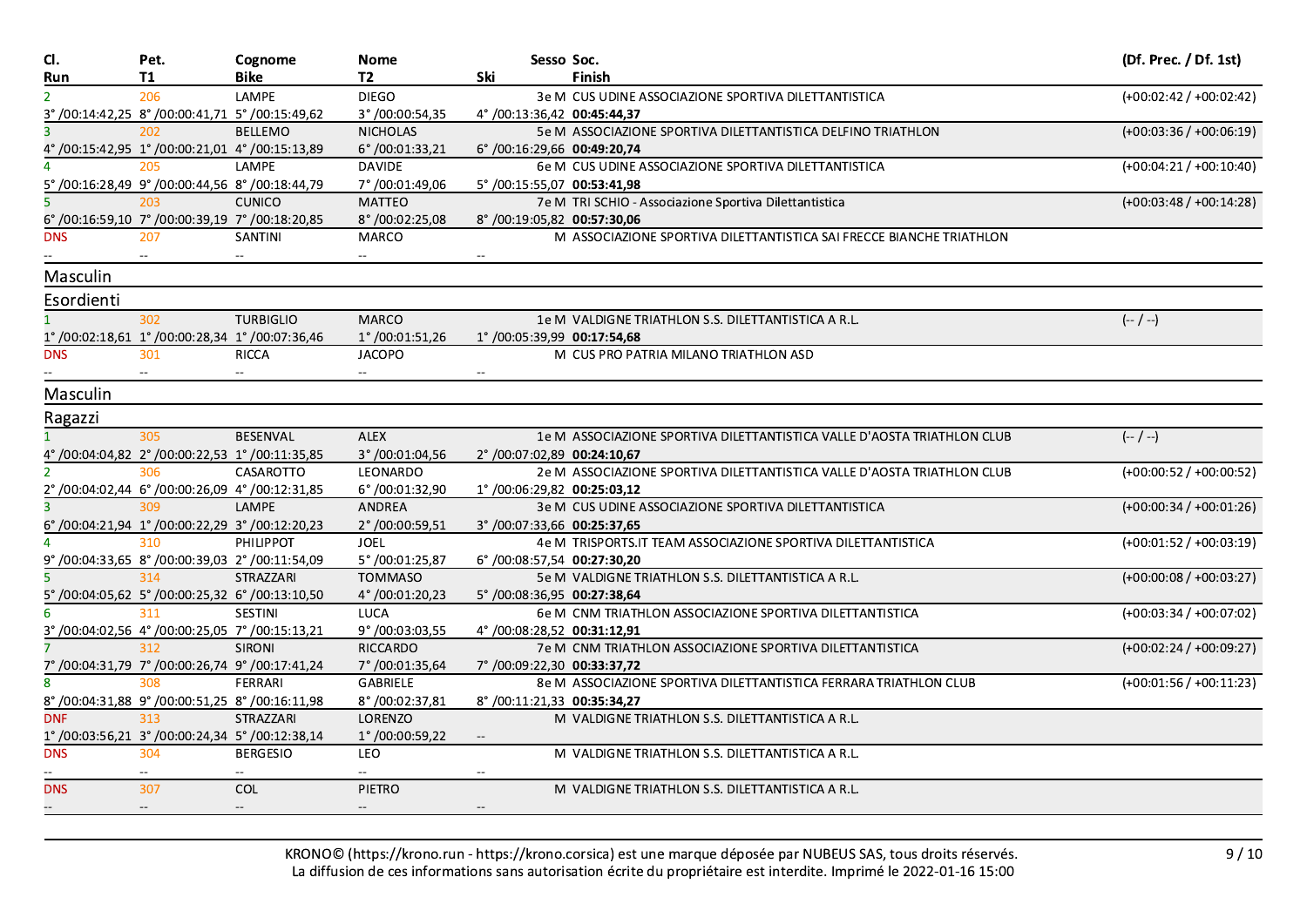| Cl. | Pet. | Cognome | Nome | | Sesso | Soc. | (Df. Prec. / Df. 1st) |
|---|---|---|---|---|---|---|---|
| Run | T1 | Bike | T2 | Ski | | Finish | |
| 2 | 206 | LAMPE | DIEGO | | 3e M | CUS UDINE ASSOCIAZIONE SPORTIVA DILETTANTISTICA | (+00:02:42 / +00:02:42) |
| 3° /00:14:42,25 | 8° /00:00:41,71 | 5° /00:15:49,62 | 3° /00:00:54,35 | 4° /00:13:36,42 | | **00:45:44,37** | |
| 3 | 202 | BELLEMO | NICHOLAS | | 5e M | ASSOCIAZIONE SPORTIVA DILETTANTISTICA DELFINO TRIATHLON | (+00:03:36 / +00:06:19) |
| 4° /00:15:42,95 | 1° /00:00:21,01 | 4° /00:15:13,89 | 6° /00:01:33,21 | 6° /00:16:29,66 | | **00:49:20,74** | |
| 4 | 205 | LAMPE | DAVIDE | | 6e M | CUS UDINE ASSOCIAZIONE SPORTIVA DILETTANTISTICA | (+00:04:21 / +00:10:40) |
| 5° /00:16:28,49 | 9° /00:00:44,56 | 8° /00:18:44,79 | 7° /00:01:49,06 | 5° /00:15:55,07 | | **00:53:41,98** | |
| 5 | 203 | CUNICO | MATTEO | | 7e M | TRI SCHIO - Associazione Sportiva Dilettantistica | (+00:03:48 / +00:14:28) |
| 6° /00:16:59,10 | 7° /00:00:39,19 | 7° /00:18:20,85 | 8° /00:02:25,08 | 8° /00:19:05,82 | | **00:57:30,06** | |
| DNS | 207 | SANTINI | MARCO | | M | ASSOCIAZIONE SPORTIVA DILETTANTISTICA SAI FRECCE BIANCHE TRIATHLON | |
| -- | -- | -- | -- | -- | | | |

## Masculin

### Esordienti

| Cl. | Pet. | Cognome | Nome | | Sesso | Soc. | (Df. Prec. / Df. 1st) |
|---|---|---|---|---|---|---|---|
| Run | T1 | Bike | T2 | Ski | | Finish | |
| 1 | 302 | TURBIGLIO | MARCO | | 1e M | VALDIGNE TRIATHLON S.S. DILETTANTISTICA A R.L. | (-- / --) |
| 1° /00:02:18,61 | 1° /00:00:28,34 | 1° /00:07:36,46 | 1° /00:01:51,26 | 1° /00:05:39,99 | | **00:17:54,68** | |
| DNS | 301 | RICCA | JACOPO | | M | CUS PRO PATRIA MILANO TRIATHLON ASD | |
| -- | -- | -- | -- | -- | | | |

## Masculin

### Ragazzi

| Cl. | Pet. | Cognome | Nome | | Sesso | Soc. | (Df. Prec. / Df. 1st) |
|---|---|---|---|---|---|---|---|
| Run | T1 | Bike | T2 | Ski | | Finish | |
| 1 | 305 | BESENVAL | ALEX | | 1e M | ASSOCIAZIONE SPORTIVA DILETTANTISTICA VALLE D'AOSTA TRIATHLON CLUB | (-- / --) |
| 4° /00:04:04,82 | 2° /00:00:22,53 | 1° /00:11:35,85 | 3° /00:01:04,56 | 2° /00:07:02,89 | | **00:24:10,67** | |
| 2 | 306 | CASAROTTO | LEONARDO | | 2e M | ASSOCIAZIONE SPORTIVA DILETTANTISTICA VALLE D'AOSTA TRIATHLON CLUB | (+00:00:52 / +00:00:52) |
| 2° /00:04:02,44 | 6° /00:00:26,09 | 4° /00:12:31,85 | 6° /00:01:32,90 | 1° /00:06:29,82 | | **00:25:03,12** | |
| 3 | 309 | LAMPE | ANDREA | | 3e M | CUS UDINE ASSOCIAZIONE SPORTIVA DILETTANTISTICA | (+00:00:34 / +00:01:26) |
| 6° /00:04:21,94 | 1° /00:00:22,29 | 3° /00:12:20,23 | 2° /00:00:59,51 | 3° /00:07:33,66 | | **00:25:37,65** | |
| 4 | 310 | PHILIPPOT | JOEL | | 4e M | TRISPORTS.IT TEAM ASSOCIAZIONE SPORTIVA DILETTANTISTICA | (+00:01:52 / +00:03:19) |
| 9° /00:04:33,65 | 8° /00:00:39,03 | 2° /00:11:54,09 | 5° /00:01:25,87 | 6° /00:08:57,54 | | **00:27:30,20** | |
| 5 | 314 | STRAZZARI | TOMMASO | | 5e M | VALDIGNE TRIATHLON S.S. DILETTANTISTICA A R.L. | (+00:00:08 / +00:03:27) |
| 5° /00:04:05,62 | 5° /00:00:25,32 | 6° /00:13:10,50 | 4° /00:01:20,23 | 5° /00:08:36,95 | | **00:27:38,64** | |
| 6 | 311 | SESTINI | LUCA | | 6e M | CNM TRIATHLON ASSOCIAZIONE SPORTIVA DILETTANTISTICA | (+00:03:34 / +00:07:02) |
| 3° /00:04:02,56 | 4° /00:00:25,05 | 7° /00:15:13,21 | 9° /00:03:03,55 | 4° /00:08:28,52 | | **00:31:12,91** | |
| 7 | 312 | SIRONI | RICCARDO | | 7e M | CNM TRIATHLON ASSOCIAZIONE SPORTIVA DILETTANTISTICA | (+00:02:24 / +00:09:27) |
| 7° /00:04:31,79 | 7° /00:00:26,74 | 9° /00:17:41,24 | 7° /00:01:35,64 | 7° /00:09:22,30 | | **00:33:37,72** | |
| 8 | 308 | FERRARI | GABRIELE | | 8e M | ASSOCIAZIONE SPORTIVA DILETTANTISTICA FERRARA TRIATHLON CLUB | (+00:01:56 / +00:11:23) |
| 8° /00:04:31,88 | 9° /00:00:51,25 | 8° /00:16:11,98 | 8° /00:02:37,81 | 8° /00:11:21,33 | | **00:35:34,27** | |
| DNF | 313 | STRAZZARI | LORENZO | | M | VALDIGNE TRIATHLON S.S. DILETTANTISTICA A R.L. | |
| 1° /00:03:56,21 | 3° /00:00:24,34 | 5° /00:12:38,14 | 1° /00:00:59,22 | -- | | | |
| DNS | 304 | BERGESIO | LEO | | M | VALDIGNE TRIATHLON S.S. DILETTANTISTICA A R.L. | |
| -- | -- | -- | -- | -- | | | |
| DNS | 307 | COL | PIETRO | | M | VALDIGNE TRIATHLON S.S. DILETTANTISTICA A R.L. | |
| -- | -- | -- | -- | -- | | | |

KRONO© (https://krono.run - https://krono.corsica) est une marque déposée par NUBEUS SAS, tous droits réservés.
La diffusion de ces informations sans autorisation écrite du propriétaire est interdite. Imprimé le 2022-01-16 15:00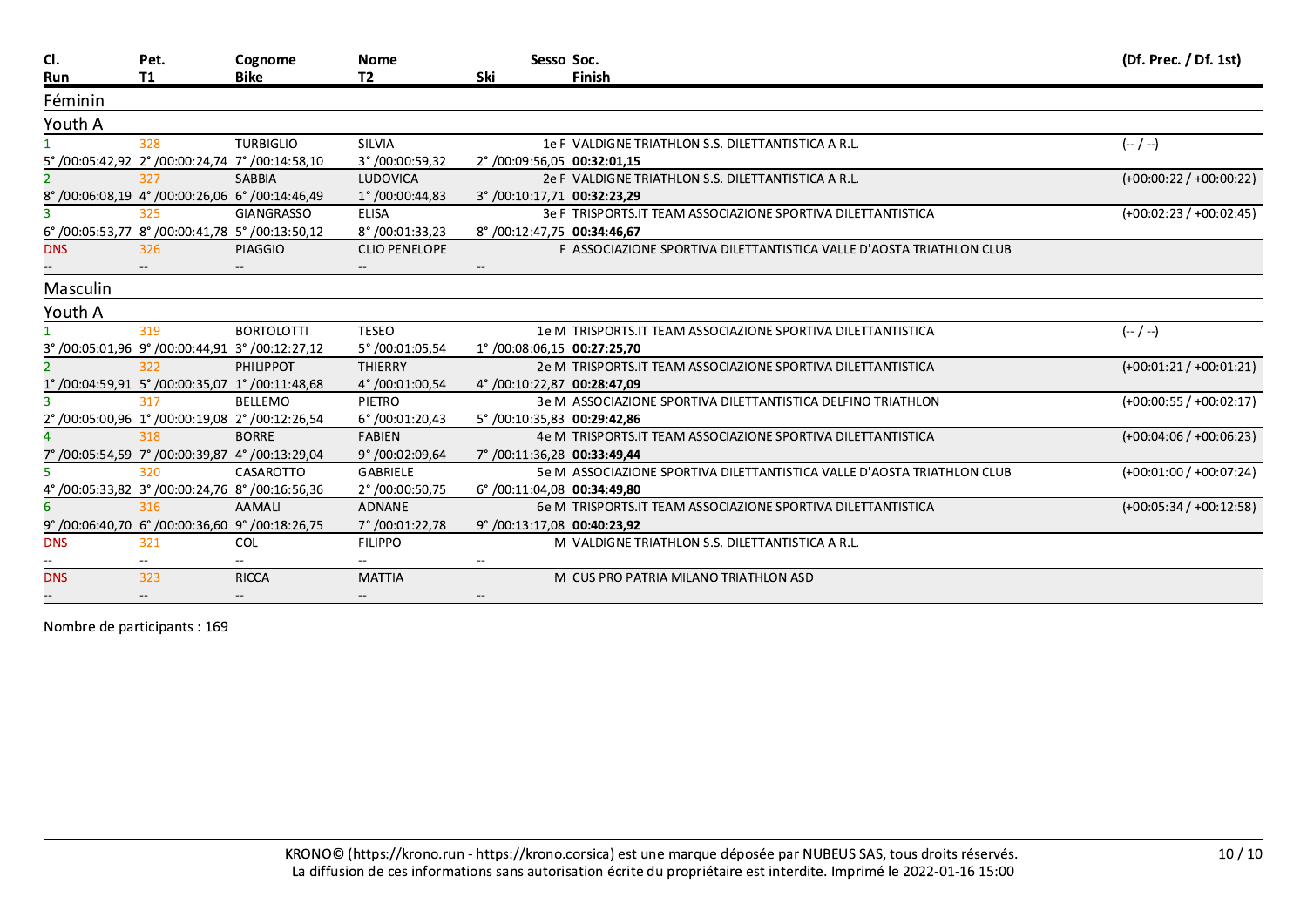| Cl. | Pet. | Cognome | Nome | | Sesso | Soc. | (Df. Prec. / Df. 1st) |
|---|---|---|---|---|---|---|---|
| Run | T1 | Bike | T2 | Ski | | Finish | |
| **Féminin** | | | | | | | |
| **Youth A** | | | | | | | |
| 1 | 328 | TURBIGLIO | SILVIA | | 1e F | VALDIGNE TRIATHLON S.S. DILETTANTISTICA A R.L. | (-- / --) |
| 5° /00:05:42,92 | 2° /00:00:24,74 | 7° /00:14:58,10 | 3° /00:00:59,32 | 2° /00:09:56,05 | | **00:32:01,15** | |
| 2 | 327 | SABBIA | LUDOVICA | | 2e F | VALDIGNE TRIATHLON S.S. DILETTANTISTICA A R.L. | (+00:00:22 / +00:00:22) |
| 8° /00:06:08,19 | 4° /00:00:26,06 | 6° /00:14:46,49 | 1° /00:00:44,83 | 3° /00:10:17,71 | | **00:32:23,29** | |
| 3 | 325 | GIANGRASSO | ELISA | | 3e F | TRISPORTS.IT TEAM ASSOCIAZIONE SPORTIVA DILETTANTISTICA | (+00:02:23 / +00:02:45) |
| 6° /00:05:53,77 | 8° /00:00:41,78 | 5° /00:13:50,12 | 8° /00:01:33,23 | 8° /00:12:47,75 | | **00:34:46,67** | |
| DNS | 326 | PIAGGIO | CLIO PENELOPE | | F | ASSOCIAZIONE SPORTIVA DILETTANTISTICA VALLE D'AOSTA TRIATHLON CLUB | |
| -- | -- | -- | -- | -- | | | |
| **Masculin** | | | | | | | |
| **Youth A** | | | | | | | |
| 1 | 319 | BORTOLOTTI | TESEO | | 1e M | TRISPORTS.IT TEAM ASSOCIAZIONE SPORTIVA DILETTANTISTICA | (-- / --) |
| 3° /00:05:01,96 | 9° /00:00:44,91 | 3° /00:12:27,12 | 5° /00:01:05,54 | 1° /00:08:06,15 | | **00:27:25,70** | |
| 2 | 322 | PHILIPPOT | THIERRY | | 2e M | TRISPORTS.IT TEAM ASSOCIAZIONE SPORTIVA DILETTANTISTICA | (+00:01:21 / +00:01:21) |
| 1° /00:04:59,91 | 5° /00:00:35,07 | 1° /00:11:48,68 | 4° /00:01:00,54 | 4° /00:10:22,87 | | **00:28:47,09** | |
| 3 | 317 | BELLEMO | PIETRO | | 3e M | ASSOCIAZIONE SPORTIVA DILETTANTISTICA DELFINO TRIATHLON | (+00:00:55 / +00:02:17) |
| 2° /00:05:00,96 | 1° /00:00:19,08 | 2° /00:12:26,54 | 6° /00:01:20,43 | 5° /00:10:35,83 | | **00:29:42,86** | |
| 4 | 318 | BORRE | FABIEN | | 4e M | TRISPORTS.IT TEAM ASSOCIAZIONE SPORTIVA DILETTANTISTICA | (+00:04:06 / +00:06:23) |
| 7° /00:05:54,59 | 7° /00:00:39,87 | 4° /00:13:29,04 | 9° /00:02:09,64 | 7° /00:11:36,28 | | **00:33:49,44** | |
| 5 | 320 | CASAROTTO | GABRIELE | | 5e M | ASSOCIAZIONE SPORTIVA DILETTANTISTICA VALLE D'AOSTA TRIATHLON CLUB | (+00:01:00 / +00:07:24) |
| 4° /00:05:33,82 | 3° /00:00:24,76 | 8° /00:16:56,36 | 2° /00:00:50,75 | 6° /00:11:04,08 | | **00:34:49,80** | |
| 6 | 316 | AAMALI | ADNANE | | 6e M | TRISPORTS.IT TEAM ASSOCIAZIONE SPORTIVA DILETTANTISTICA | (+00:05:34 / +00:12:58) |
| 9° /00:06:40,70 | 6° /00:00:36,60 | 9° /00:18:26,75 | 7° /00:01:22,78 | 9° /00:13:17,08 | | **00:40:23,92** | |
| DNS | 321 | COL | FILIPPO | | M | VALDIGNE TRIATHLON S.S. DILETTANTISTICA A R.L. | |
| -- | -- | -- | -- | -- | | | |
| DNS | 323 | RICCA | MATTIA | | M | CUS PRO PATRIA MILANO TRIATHLON ASD | |
| -- | -- | -- | -- | -- | | | |

Nombre de participants : 169

KRONO© (https://krono.run - https://krono.corsica) est une marque déposée par NUBEUS SAS, tous droits réservés.
La diffusion de ces informations sans autorisation écrite du propriétaire est interdite. Imprimé le 2022-01-16 15:00